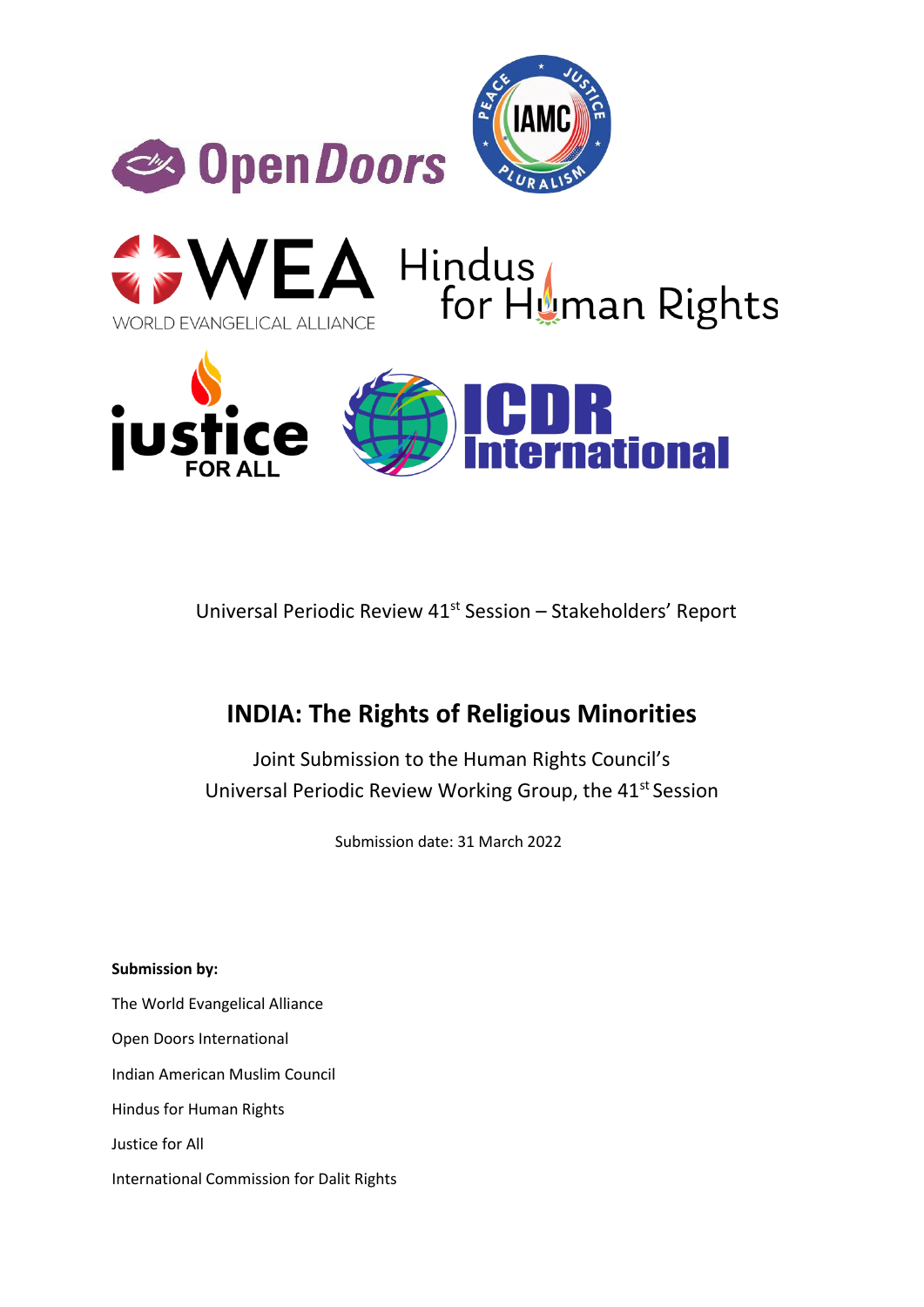Universal Periodic Review 41st Session – Stakeholders' Report

# INDIA: The Rights of Religious Minorities

Joint Submission to the Human Rights Council's
Universal Periodic Review Working Group, the 41st Session

Submission date: 31 March 2022

**Submission by:**

The World Evangelical Alliance

Open Doors International

Indian American Muslim Council

Hindus for Human Rights

Justice for All

International Commission for Dalit Rights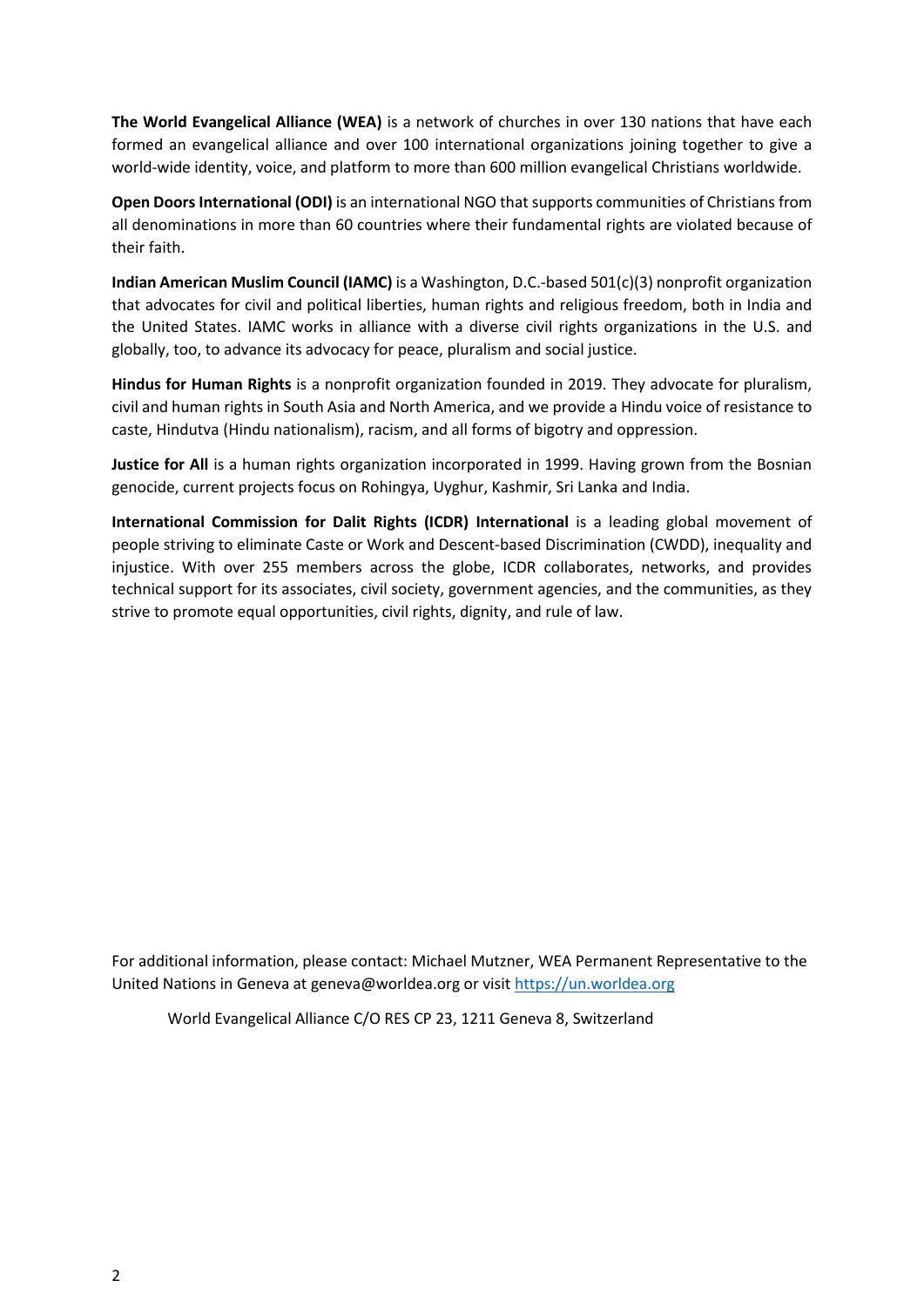**The World Evangelical Alliance (WEA)** is a network of churches in over 130 nations that have each formed an evangelical alliance and over 100 international organizations joining together to give a world-wide identity, voice, and platform to more than 600 million evangelical Christians worldwide.

**Open Doors International (ODI)** is an international NGO that supports communities of Christians from all denominations in more than 60 countries where their fundamental rights are violated because of their faith.

**Indian American Muslim Council (IAMC)** is a Washington, D.C.-based 501(c)(3) nonprofit organization that advocates for civil and political liberties, human rights and religious freedom, both in India and the United States. IAMC works in alliance with a diverse civil rights organizations in the U.S. and globally, too, to advance its advocacy for peace, pluralism and social justice.

**Hindus for Human Rights** is a nonprofit organization founded in 2019. They advocate for pluralism, civil and human rights in South Asia and North America, and we provide a Hindu voice of resistance to caste, Hindutva (Hindu nationalism), racism, and all forms of bigotry and oppression.

**Justice for All** is a human rights organization incorporated in 1999. Having grown from the Bosnian genocide, current projects focus on Rohingya, Uyghur, Kashmir, Sri Lanka and India.

**International Commission for Dalit Rights (ICDR) International** is a leading global movement of people striving to eliminate Caste or Work and Descent-based Discrimination (CWDD), inequality and injustice. With over 255 members across the globe, ICDR collaborates, networks, and provides technical support for its associates, civil society, government agencies, and the communities, as they strive to promote equal opportunities, civil rights, dignity, and rule of law.

For additional information, please contact: Michael Mutzner, WEA Permanent Representative to the United Nations in Geneva at geneva@worldea.org or visit [https://un.worldea.org](https://un.worldea.org)

World Evangelical Alliance C/O RES CP 23, 1211 Geneva 8, Switzerland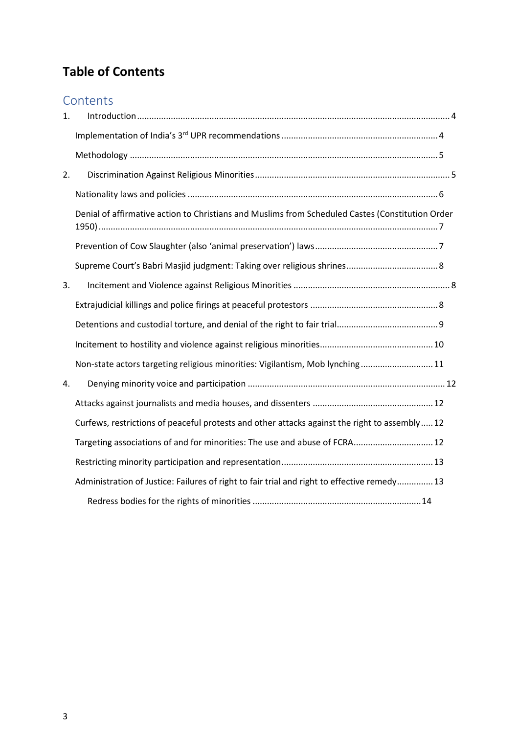# Table of Contents

## Contents

1. Introduction ..... 4
   - Implementation of India's 3rd UPR recommendations ..... 4
   - Methodology ..... 5
2. Discrimination Against Religious Minorities ..... 5
   - Nationality laws and policies ..... 6
   - Denial of affirmative action to Christians and Muslims from Scheduled Castes (Constitution Order 1950) ..... 7
   - Prevention of Cow Slaughter (also 'animal preservation') laws ..... 7
   - Supreme Court's Babri Masjid judgment: Taking over religious shrines ..... 8
3. Incitement and Violence against Religious Minorities ..... 8
   - Extrajudicial killings and police firings at peaceful protestors ..... 8
   - Detentions and custodial torture, and denial of the right to fair trial ..... 9
   - Incitement to hostility and violence against religious minorities ..... 10
   - Non-state actors targeting religious minorities: Vigilantism, Mob lynching ..... 11
4. Denying minority voice and participation ..... 12
   - Attacks against journalists and media houses, and dissenters ..... 12
   - Curfews, restrictions of peaceful protests and other attacks against the right to assembly ..... 12
   - Targeting associations of and for minorities: The use and abuse of FCRA ..... 12
   - Restricting minority participation and representation ..... 13
   - Administration of Justice: Failures of right to fair trial and right to effective remedy ..... 13
     - Redress bodies for the rights of minorities ..... 14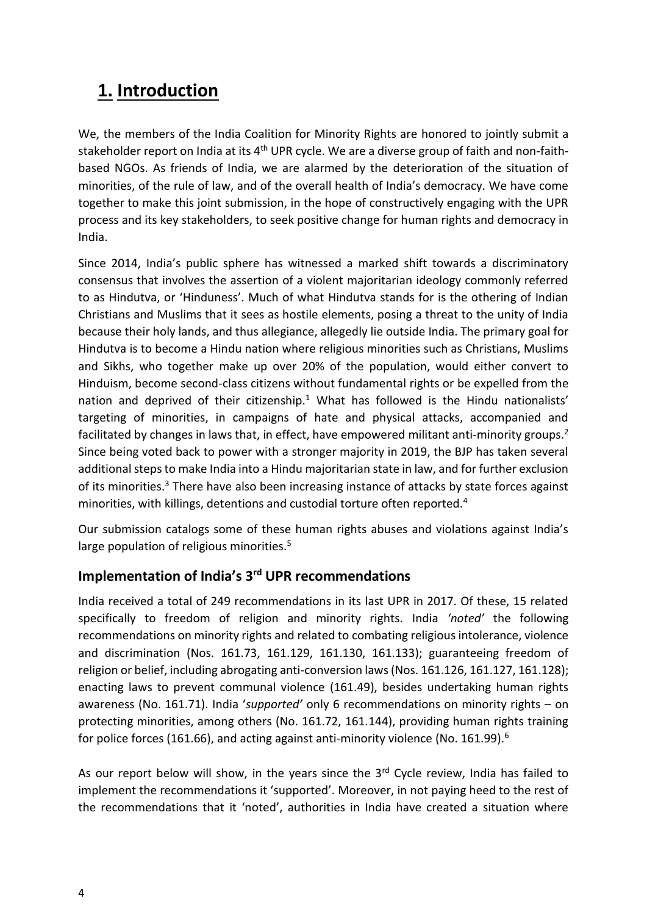# 1. Introduction

We, the members of the India Coalition for Minority Rights are honored to jointly submit a stakeholder report on India at its 4th UPR cycle. We are a diverse group of faith and non-faith-based NGOs. As friends of India, we are alarmed by the deterioration of the situation of minorities, of the rule of law, and of the overall health of India's democracy. We have come together to make this joint submission, in the hope of constructively engaging with the UPR process and its key stakeholders, to seek positive change for human rights and democracy in India.

Since 2014, India's public sphere has witnessed a marked shift towards a discriminatory consensus that involves the assertion of a violent majoritarian ideology commonly referred to as Hindutva, or 'Hinduness'. Much of what Hindutva stands for is the othering of Indian Christians and Muslims that it sees as hostile elements, posing a threat to the unity of India because their holy lands, and thus allegiance, allegedly lie outside India. The primary goal for Hindutva is to become a Hindu nation where religious minorities such as Christians, Muslims and Sikhs, who together make up over 20% of the population, would either convert to Hinduism, become second-class citizens without fundamental rights or be expelled from the nation and deprived of their citizenship.[1] What has followed is the Hindu nationalists' targeting of minorities, in campaigns of hate and physical attacks, accompanied and facilitated by changes in laws that, in effect, have empowered militant anti-minority groups.[2] Since being voted back to power with a stronger majority in 2019, the BJP has taken several additional steps to make India into a Hindu majoritarian state in law, and for further exclusion of its minorities.[3] There have also been increasing instance of attacks by state forces against minorities, with killings, detentions and custodial torture often reported.[4]

Our submission catalogs some of these human rights abuses and violations against India's large population of religious minorities.[5]

## Implementation of India's 3rd UPR recommendations

India received a total of 249 recommendations in its last UPR in 2017. Of these, 15 related specifically to freedom of religion and minority rights. India *'noted'* the following recommendations on minority rights and related to combating religious intolerance, violence and discrimination (Nos. 161.73, 161.129, 161.130, 161.133); guaranteeing freedom of religion or belief, including abrogating anti-conversion laws (Nos. 161.126, 161.127, 161.128); enacting laws to prevent communal violence (161.49), besides undertaking human rights awareness (No. 161.71). India '*supported'* only 6 recommendations on minority rights – on protecting minorities, among others (No. 161.72, 161.144), providing human rights training for police forces (161.66), and acting against anti-minority violence (No. 161.99).[6]

As our report below will show, in the years since the 3rd Cycle review, India has failed to implement the recommendations it 'supported'. Moreover, in not paying heed to the rest of the recommendations that it 'noted', authorities in India have created a situation where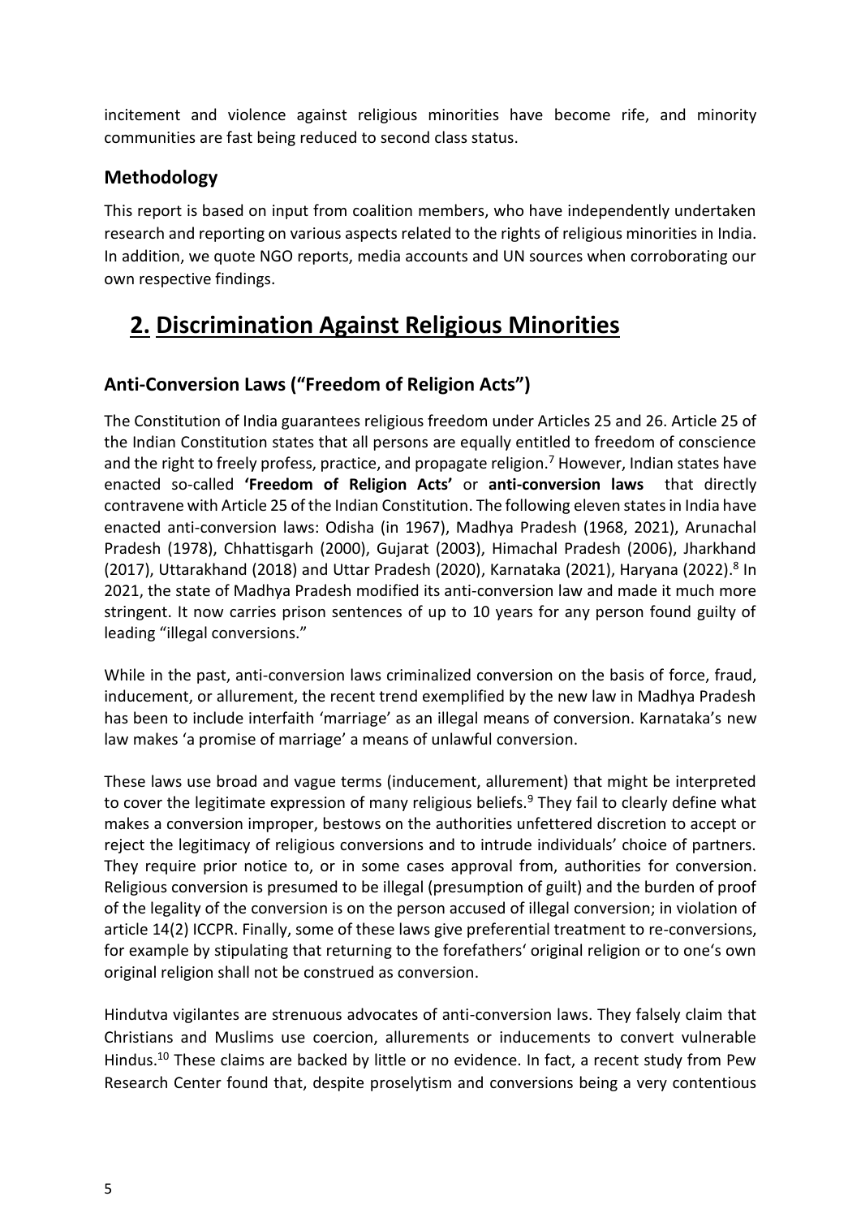incitement and violence against religious minorities have become rife, and minority communities are fast being reduced to second class status.

### Methodology

This report is based on input from coalition members, who have independently undertaken research and reporting on various aspects related to the rights of religious minorities in India. In addition, we quote NGO reports, media accounts and UN sources when corroborating our own respective findings.

# 2. Discrimination Against Religious Minorities

### Anti-Conversion Laws ("Freedom of Religion Acts")

The Constitution of India guarantees religious freedom under Articles 25 and 26. Article 25 of the Indian Constitution states that all persons are equally entitled to freedom of conscience and the right to freely profess, practice, and propagate religion.[7] However, Indian states have enacted so-called **'Freedom of Religion Acts'** or **anti-conversion laws** that directly contravene with Article 25 of the Indian Constitution. The following eleven states in India have enacted anti-conversion laws: Odisha (in 1967), Madhya Pradesh (1968, 2021), Arunachal Pradesh (1978), Chhattisgarh (2000), Gujarat (2003), Himachal Pradesh (2006), Jharkhand (2017), Uttarakhand (2018) and Uttar Pradesh (2020), Karnataka (2021), Haryana (2022).[8] In 2021, the state of Madhya Pradesh modified its anti-conversion law and made it much more stringent. It now carries prison sentences of up to 10 years for any person found guilty of leading "illegal conversions."

While in the past, anti-conversion laws criminalized conversion on the basis of force, fraud, inducement, or allurement, the recent trend exemplified by the new law in Madhya Pradesh has been to include interfaith 'marriage' as an illegal means of conversion. Karnataka's new law makes 'a promise of marriage' a means of unlawful conversion.

These laws use broad and vague terms (inducement, allurement) that might be interpreted to cover the legitimate expression of many religious beliefs.[9] They fail to clearly define what makes a conversion improper, bestows on the authorities unfettered discretion to accept or reject the legitimacy of religious conversions and to intrude individuals' choice of partners. They require prior notice to, or in some cases approval from, authorities for conversion. Religious conversion is presumed to be illegal (presumption of guilt) and the burden of proof of the legality of the conversion is on the person accused of illegal conversion; in violation of article 14(2) ICCPR. Finally, some of these laws give preferential treatment to re-conversions, for example by stipulating that returning to the forefathers' original religion or to one's own original religion shall not be construed as conversion.

Hindutva vigilantes are strenuous advocates of anti-conversion laws. They falsely claim that Christians and Muslims use coercion, allurements or inducements to convert vulnerable Hindus.[10] These claims are backed by little or no evidence. In fact, a recent study from Pew Research Center found that, despite proselytism and conversions being a very contentious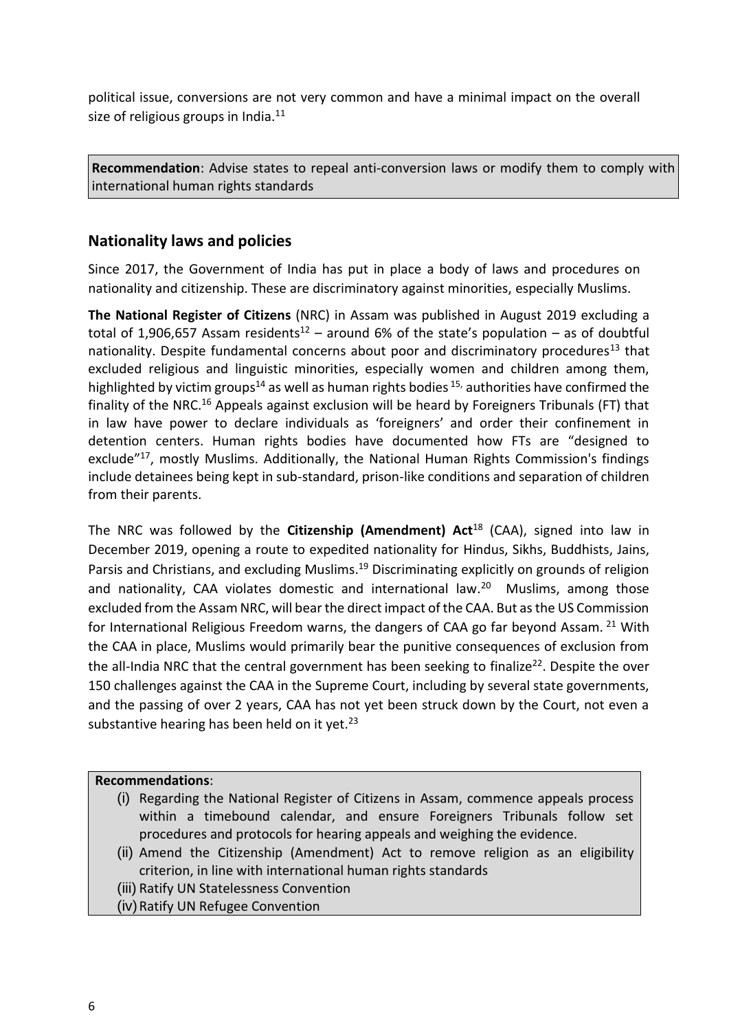political issue, conversions are not very common and have a minimal impact on the overall size of religious groups in India.[11]

**Recommendation**: Advise states to repeal anti-conversion laws or modify them to comply with international human rights standards

## Nationality laws and policies

Since 2017, the Government of India has put in place a body of laws and procedures on nationality and citizenship. These are discriminatory against minorities, especially Muslims.

**The National Register of Citizens** (NRC) in Assam was published in August 2019 excluding a total of 1,906,657 Assam residents[12] – around 6% of the state's population – as of doubtful nationality. Despite fundamental concerns about poor and discriminatory procedures[13] that excluded religious and linguistic minorities, especially women and children among them, highlighted by victim groups[14] as well as human rights bodies [15], authorities have confirmed the finality of the NRC.[16] Appeals against exclusion will be heard by Foreigners Tribunals (FT) that in law have power to declare individuals as 'foreigners' and order their confinement in detention centers. Human rights bodies have documented how FTs are "designed to exclude"[17], mostly Muslims. Additionally, the National Human Rights Commission's findings include detainees being kept in sub-standard, prison-like conditions and separation of children from their parents.

The NRC was followed by the **Citizenship (Amendment) Act**[18] (CAA), signed into law in December 2019, opening a route to expedited nationality for Hindus, Sikhs, Buddhists, Jains, Parsis and Christians, and excluding Muslims.[19] Discriminating explicitly on grounds of religion and nationality, CAA violates domestic and international law.[20] Muslims, among those excluded from the Assam NRC, will bear the direct impact of the CAA. But as the US Commission for International Religious Freedom warns, the dangers of CAA go far beyond Assam. [21] With the CAA in place, Muslims would primarily bear the punitive consequences of exclusion from the all-India NRC that the central government has been seeking to finalize[22]. Despite the over 150 challenges against the CAA in the Supreme Court, including by several state governments, and the passing of over 2 years, CAA has not yet been struck down by the Court, not even a substantive hearing has been held on it yet.[23]

**Recommendations**:

- (i) Regarding the National Register of Citizens in Assam, commence appeals process within a timebound calendar, and ensure Foreigners Tribunals follow set procedures and protocols for hearing appeals and weighing the evidence.
- (ii) Amend the Citizenship (Amendment) Act to remove religion as an eligibility criterion, in line with international human rights standards
- (iii) Ratify UN Statelessness Convention
- (iv) Ratify UN Refugee Convention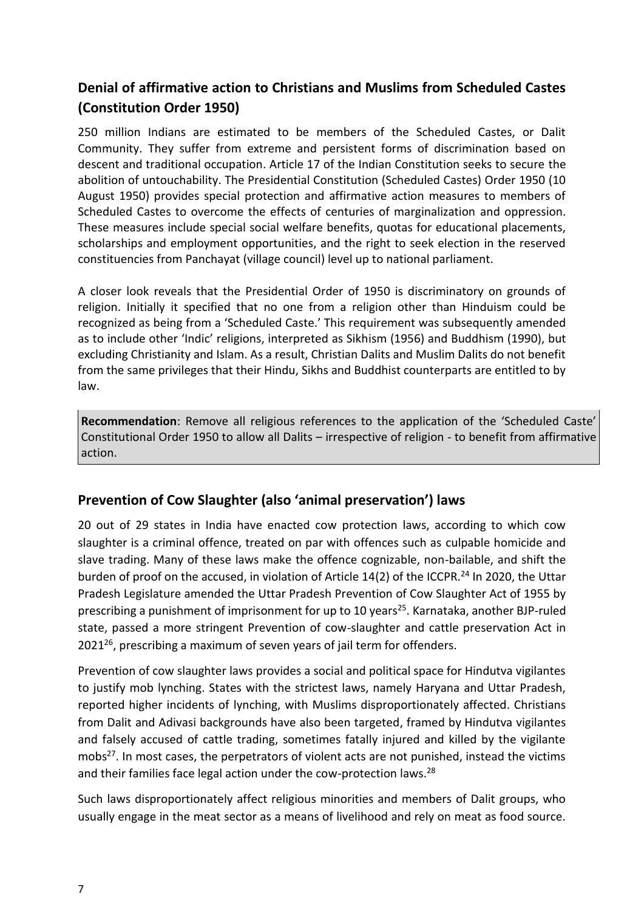## Denial of affirmative action to Christians and Muslims from Scheduled Castes (Constitution Order 1950)

250 million Indians are estimated to be members of the Scheduled Castes, or Dalit Community. They suffer from extreme and persistent forms of discrimination based on descent and traditional occupation. Article 17 of the Indian Constitution seeks to secure the abolition of untouchability. The Presidential Constitution (Scheduled Castes) Order 1950 (10 August 1950) provides special protection and affirmative action measures to members of Scheduled Castes to overcome the effects of centuries of marginalization and oppression. These measures include special social welfare benefits, quotas for educational placements, scholarships and employment opportunities, and the right to seek election in the reserved constituencies from Panchayat (village council) level up to national parliament.

A closer look reveals that the Presidential Order of 1950 is discriminatory on grounds of religion. Initially it specified that no one from a religion other than Hinduism could be recognized as being from a 'Scheduled Caste.' This requirement was subsequently amended as to include other 'Indic' religions, interpreted as Sikhism (1956) and Buddhism (1990), but excluding Christianity and Islam. As a result, Christian Dalits and Muslim Dalits do not benefit from the same privileges that their Hindu, Sikhs and Buddhist counterparts are entitled to by law.

**Recommendation**: Remove all religious references to the application of the 'Scheduled Caste' Constitutional Order 1950 to allow all Dalits – irrespective of religion - to benefit from affirmative action.

## Prevention of Cow Slaughter (also 'animal preservation') laws

20 out of 29 states in India have enacted cow protection laws, according to which cow slaughter is a criminal offence, treated on par with offences such as culpable homicide and slave trading. Many of these laws make the offence cognizable, non-bailable, and shift the burden of proof on the accused, in violation of Article 14(2) of the ICCPR.[24] In 2020, the Uttar Pradesh Legislature amended the Uttar Pradesh Prevention of Cow Slaughter Act of 1955 by prescribing a punishment of imprisonment for up to 10 years[25]. Karnataka, another BJP-ruled state, passed a more stringent Prevention of cow-slaughter and cattle preservation Act in 2021[26], prescribing a maximum of seven years of jail term for offenders.

Prevention of cow slaughter laws provides a social and political space for Hindutva vigilantes to justify mob lynching. States with the strictest laws, namely Haryana and Uttar Pradesh, reported higher incidents of lynching, with Muslims disproportionately affected. Christians from Dalit and Adivasi backgrounds have also been targeted, framed by Hindutva vigilantes and falsely accused of cattle trading, sometimes fatally injured and killed by the vigilante mobs[27]. In most cases, the perpetrators of violent acts are not punished, instead the victims and their families face legal action under the cow-protection laws.[28]

Such laws disproportionately affect religious minorities and members of Dalit groups, who usually engage in the meat sector as a means of livelihood and rely on meat as food source.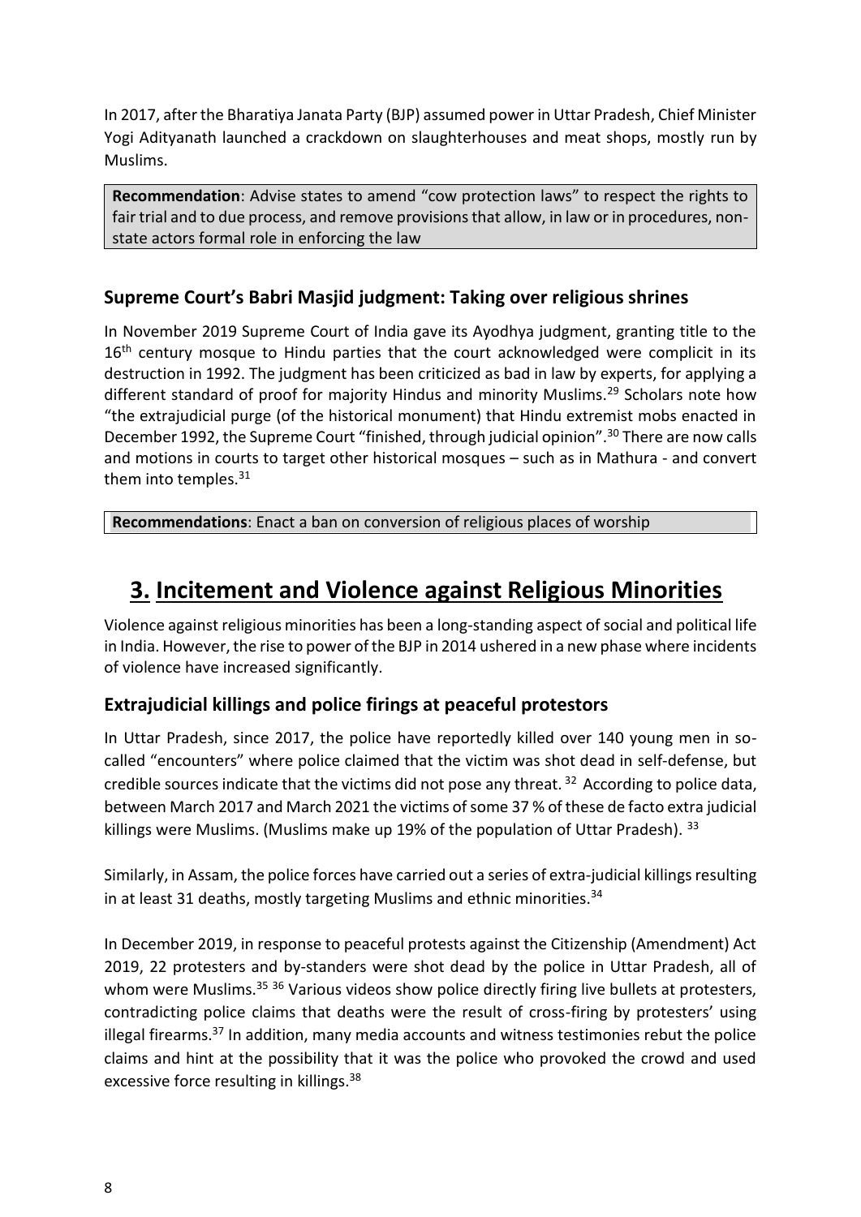In 2017, after the Bharatiya Janata Party (BJP) assumed power in Uttar Pradesh, Chief Minister Yogi Adityanath launched a crackdown on slaughterhouses and meat shops, mostly run by Muslims.

**Recommendation**: Advise states to amend "cow protection laws" to respect the rights to fair trial and to due process, and remove provisions that allow, in law or in procedures, non-state actors formal role in enforcing the law

### Supreme Court's Babri Masjid judgment: Taking over religious shrines

In November 2019 Supreme Court of India gave its Ayodhya judgment, granting title to the 16th century mosque to Hindu parties that the court acknowledged were complicit in its destruction in 1992. The judgment has been criticized as bad in law by experts, for applying a different standard of proof for majority Hindus and minority Muslims.[29] Scholars note how "the extrajudicial purge (of the historical monument) that Hindu extremist mobs enacted in December 1992, the Supreme Court "finished, through judicial opinion".[30] There are now calls and motions in courts to target other historical mosques – such as in Mathura - and convert them into temples.[31]

**Recommendations**: Enact a ban on conversion of religious places of worship

## 3. Incitement and Violence against Religious Minorities

Violence against religious minorities has been a long-standing aspect of social and political life in India. However, the rise to power of the BJP in 2014 ushered in a new phase where incidents of violence have increased significantly.

### Extrajudicial killings and police firings at peaceful protestors

In Uttar Pradesh, since 2017, the police have reportedly killed over 140 young men in so-called "encounters" where police claimed that the victim was shot dead in self-defense, but credible sources indicate that the victims did not pose any threat.[32] According to police data, between March 2017 and March 2021 the victims of some 37 % of these de facto extra judicial killings were Muslims. (Muslims make up 19% of the population of Uttar Pradesh).[33]

Similarly, in Assam, the police forces have carried out a series of extra-judicial killings resulting in at least 31 deaths, mostly targeting Muslims and ethnic minorities.[34]

In December 2019, in response to peaceful protests against the Citizenship (Amendment) Act 2019, 22 protesters and by-standers were shot dead by the police in Uttar Pradesh, all of whom were Muslims.[35] [36] Various videos show police directly firing live bullets at protesters, contradicting police claims that deaths were the result of cross-firing by protesters' using illegal firearms.[37] In addition, many media accounts and witness testimonies rebut the police claims and hint at the possibility that it was the police who provoked the crowd and used excessive force resulting in killings.[38]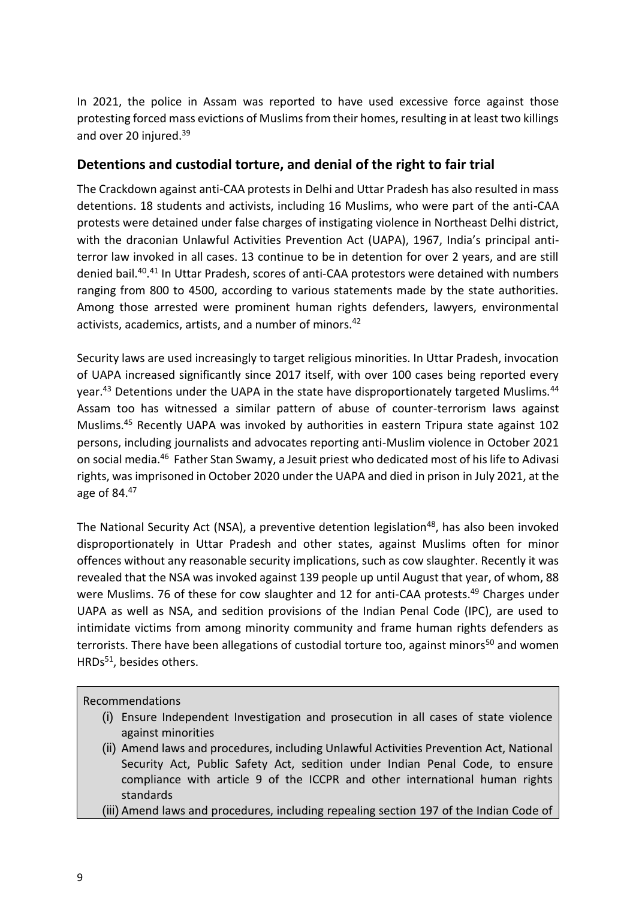In 2021, the police in Assam was reported to have used excessive force against those protesting forced mass evictions of Muslims from their homes, resulting in at least two killings and over 20 injured.[39]

## Detentions and custodial torture, and denial of the right to fair trial

The Crackdown against anti-CAA protests in Delhi and Uttar Pradesh has also resulted in mass detentions. 18 students and activists, including 16 Muslims, who were part of the anti-CAA protests were detained under false charges of instigating violence in Northeast Delhi district, with the draconian Unlawful Activities Prevention Act (UAPA), 1967, India's principal anti-terror law invoked in all cases. 13 continue to be in detention for over 2 years, and are still denied bail.[40].[41] In Uttar Pradesh, scores of anti-CAA protestors were detained with numbers ranging from 800 to 4500, according to various statements made by the state authorities. Among those arrested were prominent human rights defenders, lawyers, environmental activists, academics, artists, and a number of minors.[42]

Security laws are used increasingly to target religious minorities. In Uttar Pradesh, invocation of UAPA increased significantly since 2017 itself, with over 100 cases being reported every year.[43] Detentions under the UAPA in the state have disproportionately targeted Muslims.[44] Assam too has witnessed a similar pattern of abuse of counter-terrorism laws against Muslims.[45] Recently UAPA was invoked by authorities in eastern Tripura state against 102 persons, including journalists and advocates reporting anti-Muslim violence in October 2021 on social media.[46] Father Stan Swamy, a Jesuit priest who dedicated most of his life to Adivasi rights, was imprisoned in October 2020 under the UAPA and died in prison in July 2021, at the age of 84.[47]

The National Security Act (NSA), a preventive detention legislation[48], has also been invoked disproportionately in Uttar Pradesh and other states, against Muslims often for minor offences without any reasonable security implications, such as cow slaughter. Recently it was revealed that the NSA was invoked against 139 people up until August that year, of whom, 88 were Muslims. 76 of these for cow slaughter and 12 for anti-CAA protests.[49] Charges under UAPA as well as NSA, and sedition provisions of the Indian Penal Code (IPC), are used to intimidate victims from among minority community and frame human rights defenders as terrorists. There have been allegations of custodial torture too, against minors[50] and women HRDs[51], besides others.

Recommendations

- (i) Ensure Independent Investigation and prosecution in all cases of state violence against minorities
- (ii) Amend laws and procedures, including Unlawful Activities Prevention Act, National Security Act, Public Safety Act, sedition under Indian Penal Code, to ensure compliance with article 9 of the ICCPR and other international human rights standards
- (iii) Amend laws and procedures, including repealing section 197 of the Indian Code of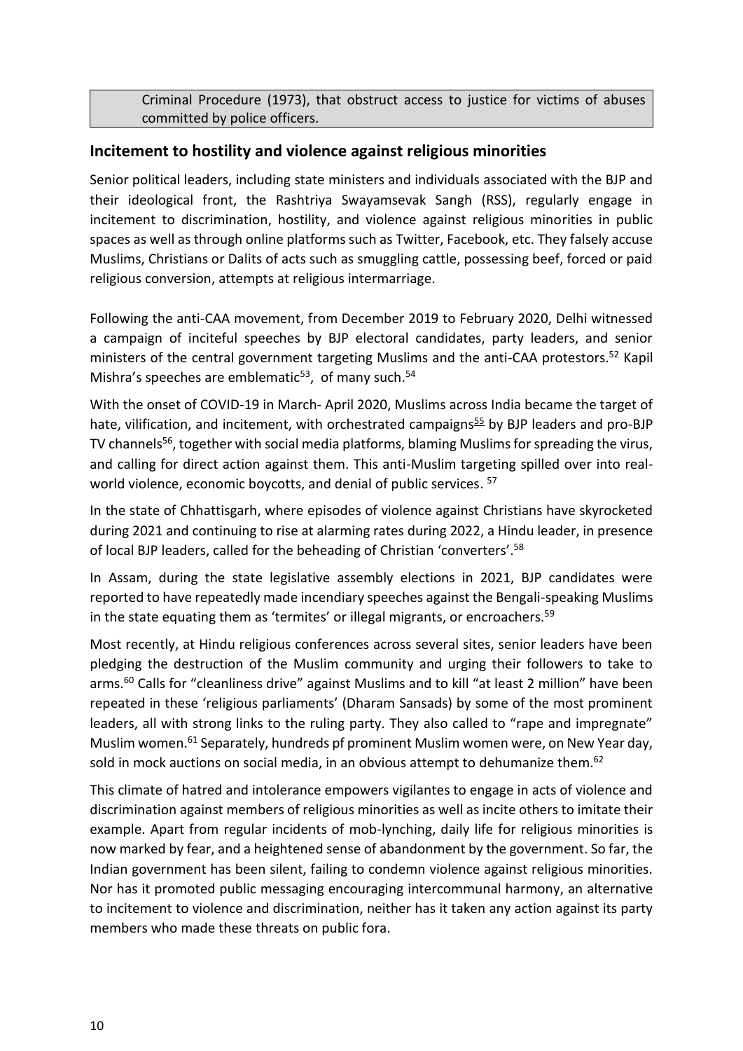Criminal Procedure (1973), that obstruct access to justice for victims of abuses committed by police officers.

## Incitement to hostility and violence against religious minorities

Senior political leaders, including state ministers and individuals associated with the BJP and their ideological front, the Rashtriya Swayamsevak Sangh (RSS), regularly engage in incitement to discrimination, hostility, and violence against religious minorities in public spaces as well as through online platforms such as Twitter, Facebook, etc. They falsely accuse Muslims, Christians or Dalits of acts such as smuggling cattle, possessing beef, forced or paid religious conversion, attempts at religious intermarriage.

Following the anti-CAA movement, from December 2019 to February 2020, Delhi witnessed a campaign of inciteful speeches by BJP electoral candidates, party leaders, and senior ministers of the central government targeting Muslims and the anti-CAA protestors.[52] Kapil Mishra's speeches are emblematic[53], of many such.[54]

With the onset of COVID-19 in March- April 2020, Muslims across India became the target of hate, vilification, and incitement, with orchestrated campaigns[55] by BJP leaders and pro-BJP TV channels[56], together with social media platforms, blaming Muslims for spreading the virus, and calling for direct action against them. This anti-Muslim targeting spilled over into real-world violence, economic boycotts, and denial of public services. [57]

In the state of Chhattisgarh, where episodes of violence against Christians have skyrocketed during 2021 and continuing to rise at alarming rates during 2022, a Hindu leader, in presence of local BJP leaders, called for the beheading of Christian 'converters'.[58]

In Assam, during the state legislative assembly elections in 2021, BJP candidates were reported to have repeatedly made incendiary speeches against the Bengali-speaking Muslims in the state equating them as 'termites' or illegal migrants, or encroachers.[59]

Most recently, at Hindu religious conferences across several sites, senior leaders have been pledging the destruction of the Muslim community and urging their followers to take to arms.[60] Calls for "cleanliness drive" against Muslims and to kill "at least 2 million" have been repeated in these 'religious parliaments' (Dharam Sansads) by some of the most prominent leaders, all with strong links to the ruling party. They also called to "rape and impregnate" Muslim women.[61] Separately, hundreds pf prominent Muslim women were, on New Year day, sold in mock auctions on social media, in an obvious attempt to dehumanize them.[62]

This climate of hatred and intolerance empowers vigilantes to engage in acts of violence and discrimination against members of religious minorities as well as incite others to imitate their example. Apart from regular incidents of mob-lynching, daily life for religious minorities is now marked by fear, and a heightened sense of abandonment by the government. So far, the Indian government has been silent, failing to condemn violence against religious minorities. Nor has it promoted public messaging encouraging intercommunal harmony, an alternative to incitement to violence and discrimination, neither has it taken any action against its party members who made these threats on public fora.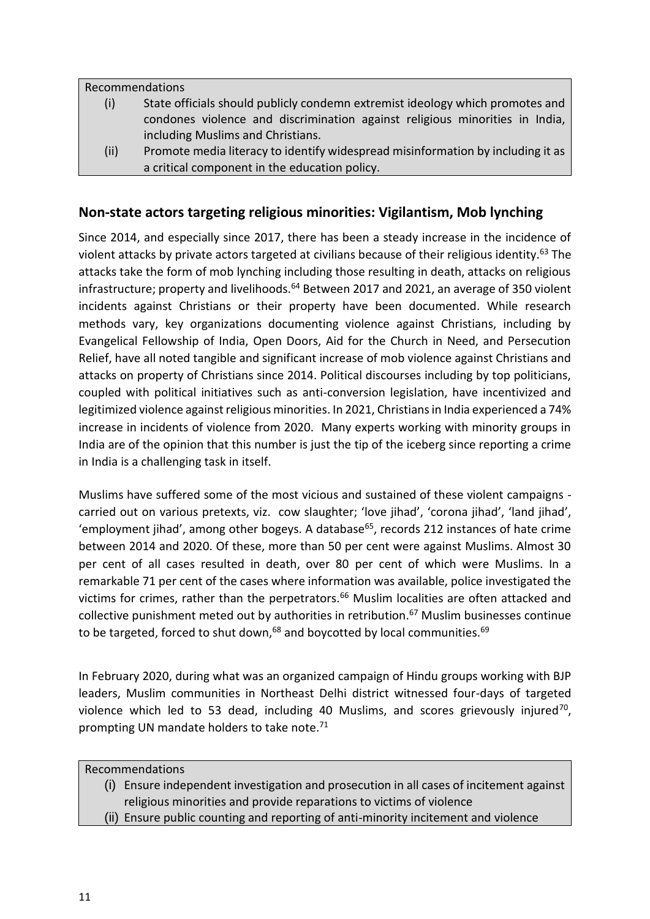Recommendations

(i) State officials should publicly condemn extremist ideology which promotes and condones violence and discrimination against religious minorities in India, including Muslims and Christians.

(ii) Promote media literacy to identify widespread misinformation by including it as a critical component in the education policy.

## Non-state actors targeting religious minorities: Vigilantism, Mob lynching

Since 2014, and especially since 2017, there has been a steady increase in the incidence of violent attacks by private actors targeted at civilians because of their religious identity.[63] The attacks take the form of mob lynching including those resulting in death, attacks on religious infrastructure; property and livelihoods.[64] Between 2017 and 2021, an average of 350 violent incidents against Christians or their property have been documented. While research methods vary, key organizations documenting violence against Christians, including by Evangelical Fellowship of India, Open Doors, Aid for the Church in Need, and Persecution Relief, have all noted tangible and significant increase of mob violence against Christians and attacks on property of Christians since 2014. Political discourses including by top politicians, coupled with political initiatives such as anti-conversion legislation, have incentivized and legitimized violence against religious minorities. In 2021, Christians in India experienced a 74% increase in incidents of violence from 2020. Many experts working with minority groups in India are of the opinion that this number is just the tip of the iceberg since reporting a crime in India is a challenging task in itself.

Muslims have suffered some of the most vicious and sustained of these violent campaigns - carried out on various pretexts, viz. cow slaughter; 'love jihad', 'corona jihad', 'land jihad', 'employment jihad', among other bogeys. A database[65], records 212 instances of hate crime between 2014 and 2020. Of these, more than 50 per cent were against Muslims. Almost 30 per cent of all cases resulted in death, over 80 per cent of which were Muslims. In a remarkable 71 per cent of the cases where information was available, police investigated the victims for crimes, rather than the perpetrators.[66] Muslim localities are often attacked and collective punishment meted out by authorities in retribution.[67] Muslim businesses continue to be targeted, forced to shut down,[68] and boycotted by local communities.[69]

In February 2020, during what was an organized campaign of Hindu groups working with BJP leaders, Muslim communities in Northeast Delhi district witnessed four-days of targeted violence which led to 53 dead, including 40 Muslims, and scores grievously injured[70], prompting UN mandate holders to take note.[71]

Recommendations

(i) Ensure independent investigation and prosecution in all cases of incitement against religious minorities and provide reparations to victims of violence

(ii) Ensure public counting and reporting of anti-minority incitement and violence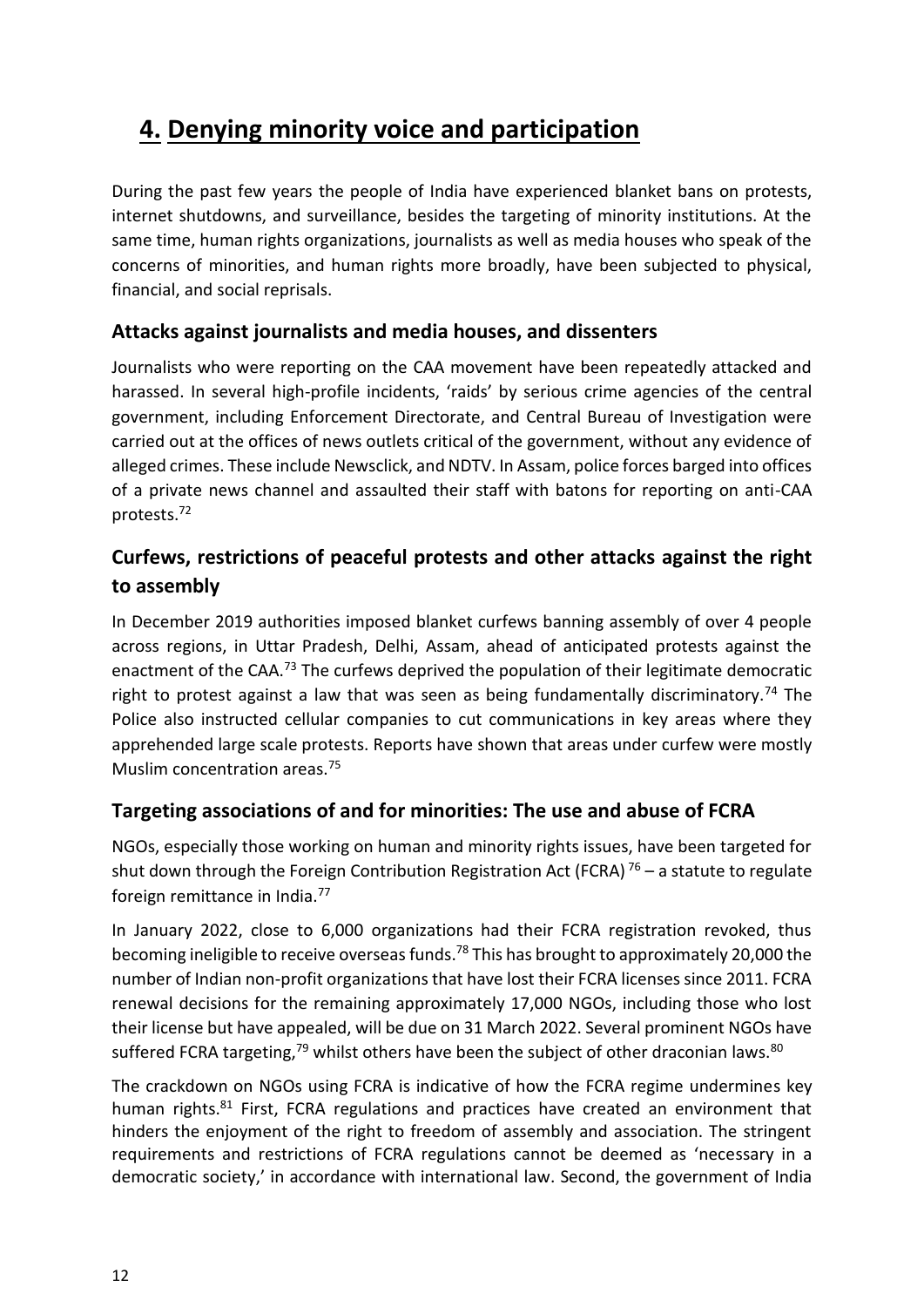# 4. Denying minority voice and participation

During the past few years the people of India have experienced blanket bans on protests, internet shutdowns, and surveillance, besides the targeting of minority institutions. At the same time, human rights organizations, journalists as well as media houses who speak of the concerns of minorities, and human rights more broadly, have been subjected to physical, financial, and social reprisals.

## Attacks against journalists and media houses, and dissenters

Journalists who were reporting on the CAA movement have been repeatedly attacked and harassed. In several high-profile incidents, 'raids' by serious crime agencies of the central government, including Enforcement Directorate, and Central Bureau of Investigation were carried out at the offices of news outlets critical of the government, without any evidence of alleged crimes. These include Newsclick, and NDTV. In Assam, police forces barged into offices of a private news channel and assaulted their staff with batons for reporting on anti-CAA protests.[72]

## Curfews, restrictions of peaceful protests and other attacks against the right to assembly

In December 2019 authorities imposed blanket curfews banning assembly of over 4 people across regions, in Uttar Pradesh, Delhi, Assam, ahead of anticipated protests against the enactment of the CAA.[73] The curfews deprived the population of their legitimate democratic right to protest against a law that was seen as being fundamentally discriminatory.[74] The Police also instructed cellular companies to cut communications in key areas where they apprehended large scale protests. Reports have shown that areas under curfew were mostly Muslim concentration areas.[75]

## Targeting associations of and for minorities: The use and abuse of FCRA

NGOs, especially those working on human and minority rights issues, have been targeted for shut down through the Foreign Contribution Registration Act (FCRA) [76] – a statute to regulate foreign remittance in India.[77]

In January 2022, close to 6,000 organizations had their FCRA registration revoked, thus becoming ineligible to receive overseas funds.[78] This has brought to approximately 20,000 the number of Indian non-profit organizations that have lost their FCRA licenses since 2011. FCRA renewal decisions for the remaining approximately 17,000 NGOs, including those who lost their license but have appealed, will be due on 31 March 2022. Several prominent NGOs have suffered FCRA targeting,[79] whilst others have been the subject of other draconian laws.[80]

The crackdown on NGOs using FCRA is indicative of how the FCRA regime undermines key human rights.[81] First, FCRA regulations and practices have created an environment that hinders the enjoyment of the right to freedom of assembly and association. The stringent requirements and restrictions of FCRA regulations cannot be deemed as 'necessary in a democratic society,' in accordance with international law. Second, the government of India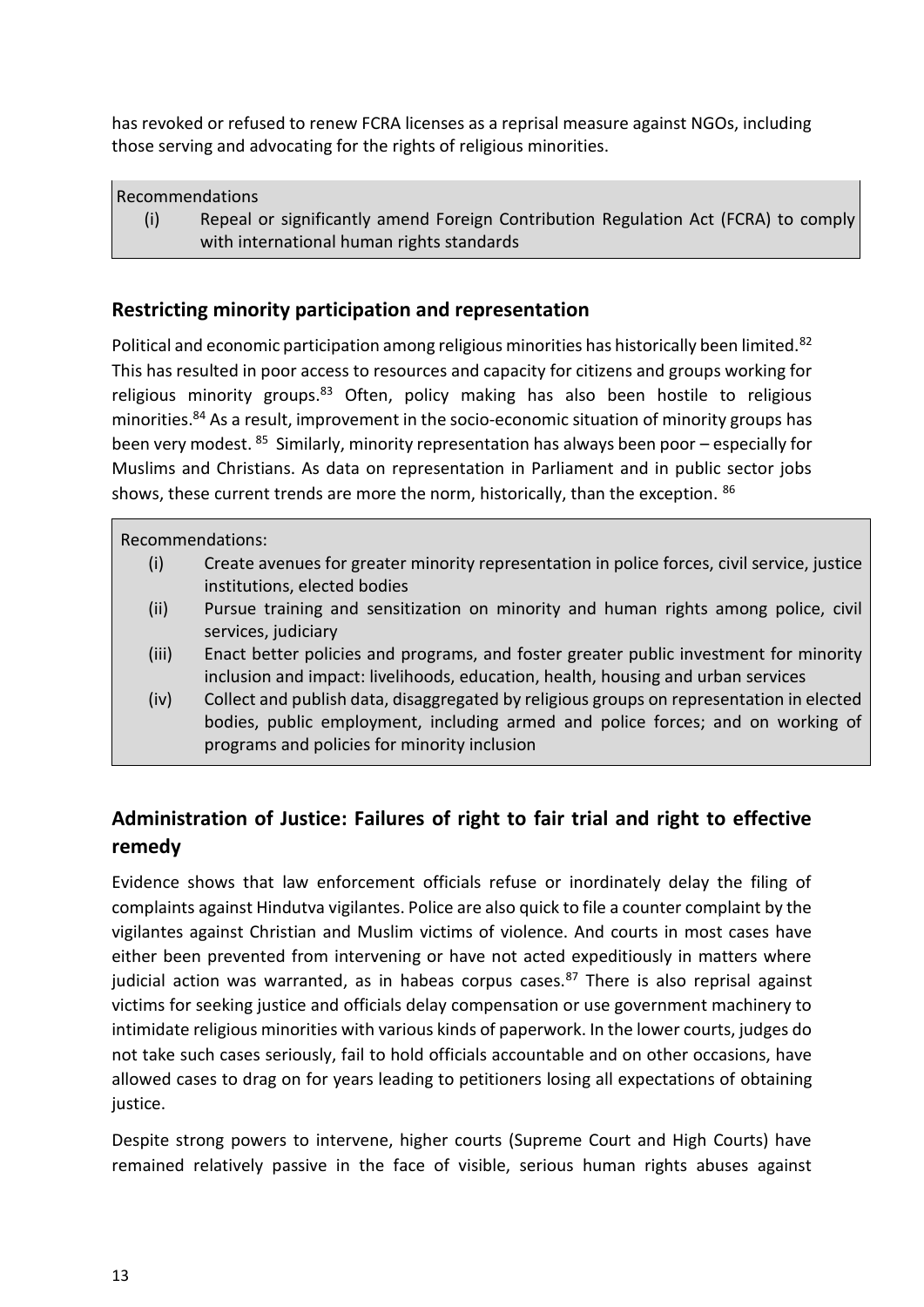has revoked or refused to renew FCRA licenses as a reprisal measure against NGOs, including those serving and advocating for the rights of religious minorities.

Recommendations

(i) Repeal or significantly amend Foreign Contribution Regulation Act (FCRA) to comply with international human rights standards

## Restricting minority participation and representation

Political and economic participation among religious minorities has historically been limited.[82] This has resulted in poor access to resources and capacity for citizens and groups working for religious minority groups.[83] Often, policy making has also been hostile to religious minorities.[84] As a result, improvement in the socio-economic situation of minority groups has been very modest.[85] Similarly, minority representation has always been poor – especially for Muslims and Christians. As data on representation in Parliament and in public sector jobs shows, these current trends are more the norm, historically, than the exception.[86]

Recommendations:

(i) Create avenues for greater minority representation in police forces, civil service, justice institutions, elected bodies

(ii) Pursue training and sensitization on minority and human rights among police, civil services, judiciary

(iii) Enact better policies and programs, and foster greater public investment for minority inclusion and impact: livelihoods, education, health, housing and urban services

(iv) Collect and publish data, disaggregated by religious groups on representation in elected bodies, public employment, including armed and police forces; and on working of programs and policies for minority inclusion

## Administration of Justice: Failures of right to fair trial and right to effective remedy

Evidence shows that law enforcement officials refuse or inordinately delay the filing of complaints against Hindutva vigilantes. Police are also quick to file a counter complaint by the vigilantes against Christian and Muslim victims of violence. And courts in most cases have either been prevented from intervening or have not acted expeditiously in matters where judicial action was warranted, as in habeas corpus cases.[87] There is also reprisal against victims for seeking justice and officials delay compensation or use government machinery to intimidate religious minorities with various kinds of paperwork. In the lower courts, judges do not take such cases seriously, fail to hold officials accountable and on other occasions, have allowed cases to drag on for years leading to petitioners losing all expectations of obtaining justice.

Despite strong powers to intervene, higher courts (Supreme Court and High Courts) have remained relatively passive in the face of visible, serious human rights abuses against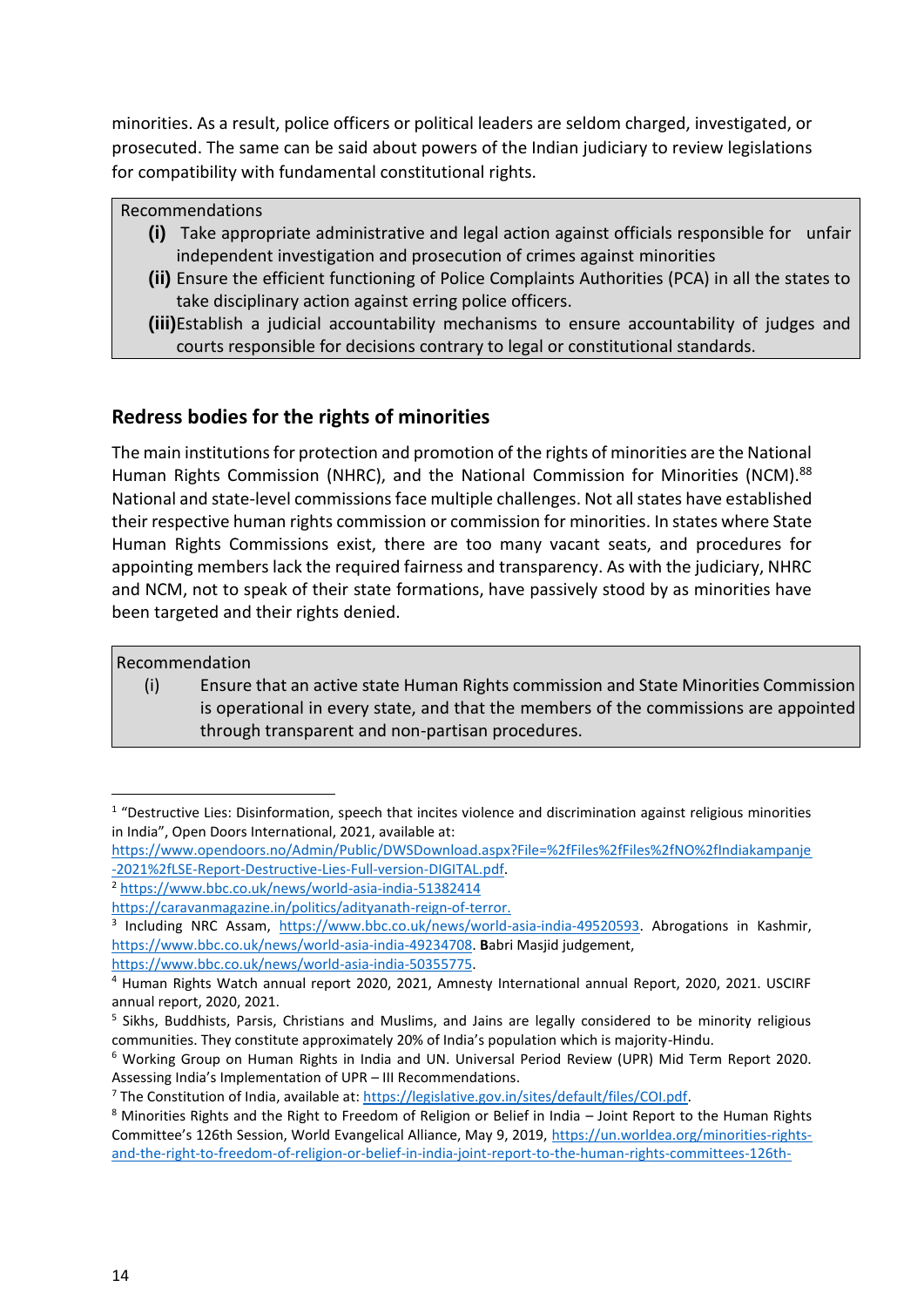minorities. As a result, police officers or political leaders are seldom charged, investigated, or prosecuted. The same can be said about powers of the Indian judiciary to review legislations for compatibility with fundamental constitutional rights.

> Recommendations
>
> **(i)** Take appropriate administrative and legal action against officials responsible for unfair independent investigation and prosecution of crimes against minorities
>
> **(ii)** Ensure the efficient functioning of Police Complaints Authorities (PCA) in all the states to take disciplinary action against erring police officers.
>
> **(iii)** Establish a judicial accountability mechanisms to ensure accountability of judges and courts responsible for decisions contrary to legal or constitutional standards.

## Redress bodies for the rights of minorities

The main institutions for protection and promotion of the rights of minorities are the National Human Rights Commission (NHRC), and the National Commission for Minorities (NCM).[88] National and state-level commissions face multiple challenges. Not all states have established their respective human rights commission or commission for minorities. In states where State Human Rights Commissions exist, there are too many vacant seats, and procedures for appointing members lack the required fairness and transparency. As with the judiciary, NHRC and NCM, not to speak of their state formations, have passively stood by as minorities have been targeted and their rights denied.

> Recommendation
>
> (i) Ensure that an active state Human Rights commission and State Minorities Commission is operational in every state, and that the members of the commissions are appointed through transparent and non-partisan procedures.

---

[1] "Destructive Lies: Disinformation, speech that incites violence and discrimination against religious minorities in India", Open Doors International, 2021, available at: https://www.opendoors.no/Admin/Public/DWSDownload.aspx?File=%2fFiles%2fFiles%2fNO%2fIndiakampanje-2021%2fLSE-Report-Destructive-Lies-Full-version-DIGITAL.pdf.

[2] https://www.bbc.co.uk/news/world-asia-india-51382414
https://caravanmagazine.in/politics/adityanath-reign-of-terror.

[3] Including NRC Assam, https://www.bbc.co.uk/news/world-asia-india-49520593. Abrogations in Kashmir, https://www.bbc.co.uk/news/world-asia-india-49234708. **B**abri Masjid judgement, https://www.bbc.co.uk/news/world-asia-india-50355775.

[4] Human Rights Watch annual report 2020, 2021, Amnesty International annual Report, 2020, 2021. USCIRF annual report, 2020, 2021.

[5] Sikhs, Buddhists, Parsis, Christians and Muslims, and Jains are legally considered to be minority religious communities. They constitute approximately 20% of India's population which is majority-Hindu.

[6] Working Group on Human Rights in India and UN. Universal Period Review (UPR) Mid Term Report 2020. Assessing India's Implementation of UPR – III Recommendations.

[7] The Constitution of India, available at: https://legislative.gov.in/sites/default/files/COI.pdf.

[8] Minorities Rights and the Right to Freedom of Religion or Belief in India – Joint Report to the Human Rights Committee's 126th Session, World Evangelical Alliance, May 9, 2019, https://un.worldea.org/minorities-rights-and-the-right-to-freedom-of-religion-or-belief-in-india-joint-report-to-the-human-rights-committees-126th-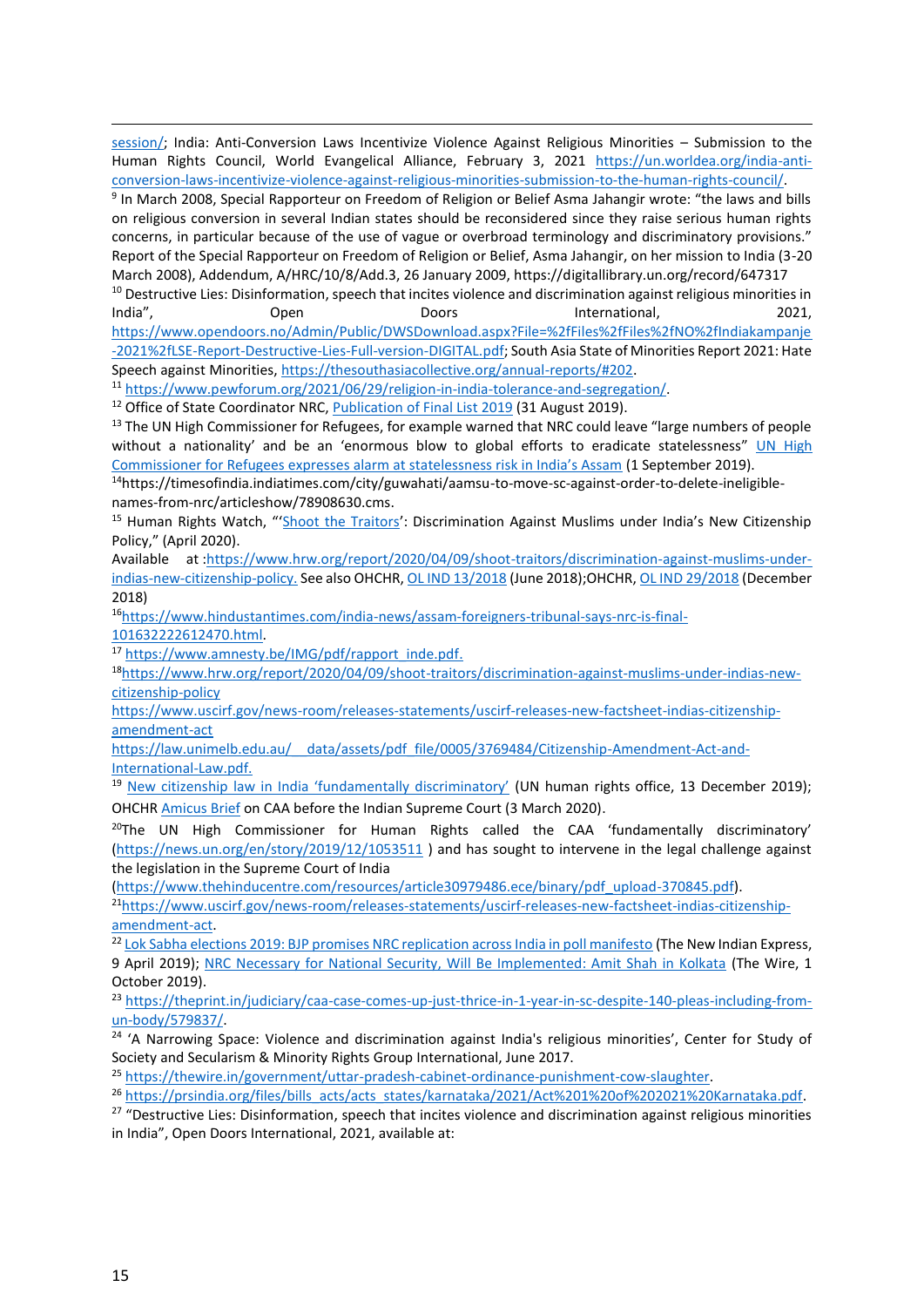session/; India: Anti-Conversion Laws Incentivize Violence Against Religious Minorities – Submission to the Human Rights Council, World Evangelical Alliance, February 3, 2021 https://un.worldea.org/india-anti-conversion-laws-incentivize-violence-against-religious-minorities-submission-to-the-human-rights-council/.

[9] In March 2008, Special Rapporteur on Freedom of Religion or Belief Asma Jahangir wrote: "the laws and bills on religious conversion in several Indian states should be reconsidered since they raise serious human rights concerns, in particular because of the use of vague or overbroad terminology and discriminatory provisions." Report of the Special Rapporteur on Freedom of Religion or Belief, Asma Jahangir, on her mission to India (3-20 March 2008), Addendum, A/HRC/10/8/Add.3, 26 January 2009, https://digitallibrary.un.org/record/647317

[10] Destructive Lies: Disinformation, speech that incites violence and discrimination against religious minorities in India", Open Doors International, 2021, https://www.opendoors.no/Admin/Public/DWSDownload.aspx?File=%2fFiles%2fFiles%2fNO%2fIndiakampanje-2021%2fLSE-Report-Destructive-Lies-Full-version-DIGITAL.pdf; South Asia State of Minorities Report 2021: Hate Speech against Minorities, https://thesouthasiacollective.org/annual-reports/#202.

[11] https://www.pewforum.org/2021/06/29/religion-in-india-tolerance-and-segregation/.

[12] Office of State Coordinator NRC, Publication of Final List 2019 (31 August 2019).

[13] The UN High Commissioner for Refugees, for example warned that NRC could leave "large numbers of people without a nationality' and be an 'enormous blow to global efforts to eradicate statelessness" UN High Commissioner for Refugees expresses alarm at statelessness risk in India's Assam (1 September 2019).

[14] https://timesofindia.indiatimes.com/city/guwahati/aamsu-to-move-sc-against-order-to-delete-ineligible-names-from-nrc/articleshow/78908630.cms.

[15] Human Rights Watch, "'Shoot the Traitors': Discrimination Against Muslims under India's New Citizenship Policy," (April 2020). Available at :https://www.hrw.org/report/2020/04/09/shoot-traitors/discrimination-against-muslims-under-indias-new-citizenship-policy. See also OHCHR, OL IND 13/2018 (June 2018);OHCHR, OL IND 29/2018 (December 2018)

[16] https://www.hindustantimes.com/india-news/assam-foreigners-tribunal-says-nrc-is-final-101632222612470.html.

[17] https://www.amnesty.be/IMG/pdf/rapport_inde.pdf.

[18] https://www.hrw.org/report/2020/04/09/shoot-traitors/discrimination-against-muslims-under-indias-new-citizenship-policy
https://www.uscirf.gov/news-room/releases-statements/uscirf-releases-new-factsheet-indias-citizenship-amendment-act
https://law.unimelb.edu.au/__data/assets/pdf_file/0005/3769484/Citizenship-Amendment-Act-and-International-Law.pdf.

[19] New citizenship law in India 'fundamentally discriminatory' (UN human rights office, 13 December 2019); OHCHR Amicus Brief on CAA before the Indian Supreme Court (3 March 2020).

[20] The UN High Commissioner for Human Rights called the CAA 'fundamentally discriminatory' (https://news.un.org/en/story/2019/12/1053511 ) and has sought to intervene in the legal challenge against the legislation in the Supreme Court of India (https://www.thehinducentre.com/resources/article30979486.ece/binary/pdf_upload-370845.pdf).

[21] https://www.uscirf.gov/news-room/releases-statements/uscirf-releases-new-factsheet-indias-citizenship-amendment-act.

[22] Lok Sabha elections 2019: BJP promises NRC replication across India in poll manifesto (The New Indian Express, 9 April 2019); NRC Necessary for National Security, Will Be Implemented: Amit Shah in Kolkata (The Wire, 1 October 2019).

[23] https://theprint.in/judiciary/caa-case-comes-up-just-thrice-in-1-year-in-sc-despite-140-pleas-including-from-un-body/579837/.

[24] 'A Narrowing Space: Violence and discrimination against India's religious minorities', Center for Study of Society and Secularism & Minority Rights Group International, June 2017.

[25] https://thewire.in/government/uttar-pradesh-cabinet-ordinance-punishment-cow-slaughter.

[26] https://prsindia.org/files/bills_acts/acts_states/karnataka/2021/Act%201%20of%202021%20Karnataka.pdf.

[27] "Destructive Lies: Disinformation, speech that incites violence and discrimination against religious minorities in India", Open Doors International, 2021, available at: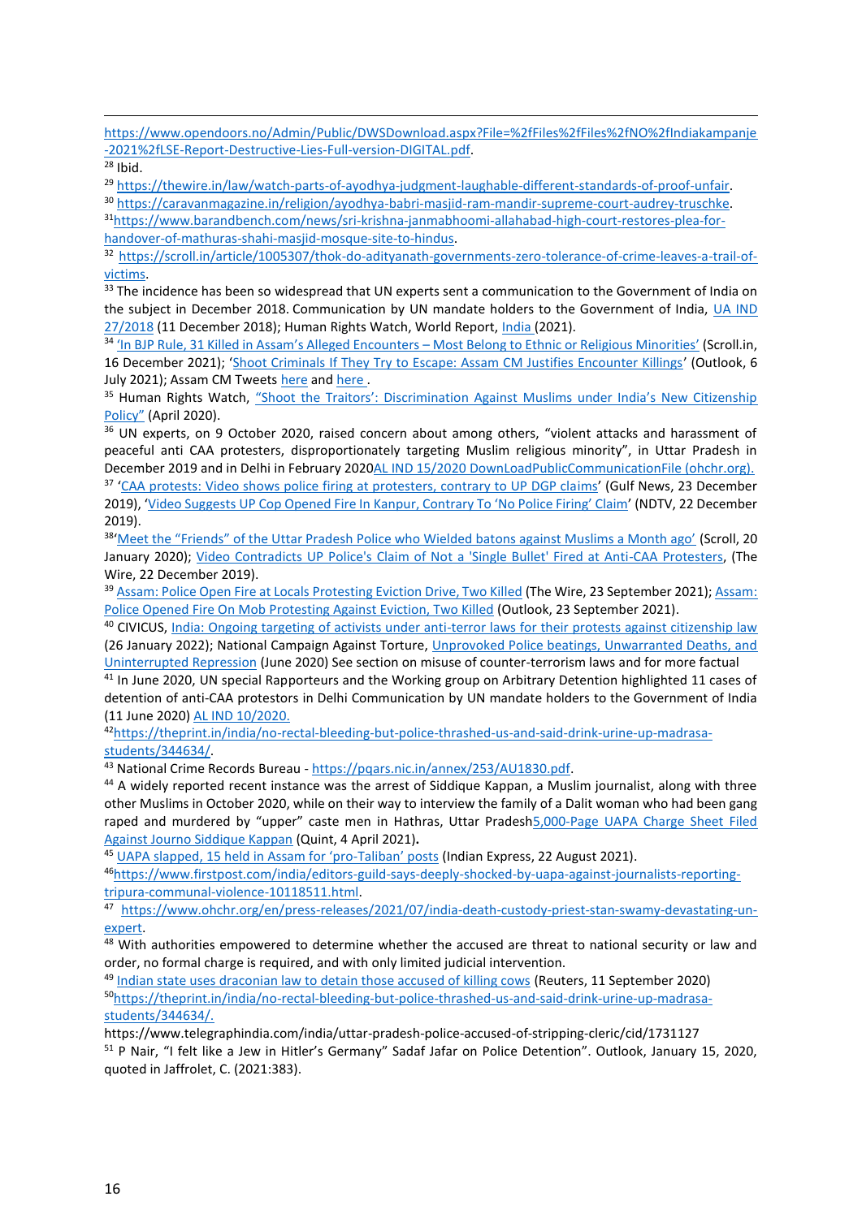https://www.opendoors.no/Admin/Public/DWSDownload.aspx?File=%2fFiles%2fFiles%2fNO%2fIndiakampanje-2021%2fLSE-Report-Destructive-Lies-Full-version-DIGITAL.pdf.

[28] Ibid.

[29] https://thewire.in/law/watch-parts-of-ayodhya-judgment-laughable-different-standards-of-proof-unfair.

[30] https://caravanmagazine.in/religion/ayodhya-babri-masjid-ram-mandir-supreme-court-audrey-truschke.

[31] https://www.barandbench.com/news/sri-krishna-janmabhoomi-allahabad-high-court-restores-plea-for-handover-of-mathuras-shahi-masjid-mosque-site-to-hindus.

[32] https://scroll.in/article/1005307/thok-do-adityanath-governments-zero-tolerance-of-crime-leaves-a-trail-of-victims.

[33] The incidence has been so widespread that UN experts sent a communication to the Government of India on the subject in December 2018. Communication by UN mandate holders to the Government of India, UA IND 27/2018 (11 December 2018); Human Rights Watch, World Report, India (2021).

[34] 'In BJP Rule, 31 Killed in Assam's Alleged Encounters – Most Belong to Ethnic or Religious Minorities' (Scroll.in, 16 December 2021); 'Shoot Criminals If They Try to Escape: Assam CM Justifies Encounter Killings' (Outlook, 6 July 2021); Assam CM Tweets here and here.

[35] Human Rights Watch, "Shoot the Traitors': Discrimination Against Muslims under India's New Citizenship Policy" (April 2020).

[36] UN experts, on 9 October 2020, raised concern about among others, "violent attacks and harassment of peaceful anti CAA protesters, disproportionately targeting Muslim religious minority", in Uttar Pradesh in December 2019 and in Delhi in February 2020AL IND 15/2020 DownLoadPublicCommunicationFile (ohchr.org).

[37] 'CAA protests: Video shows police firing at protesters, contrary to UP DGP claims' (Gulf News, 23 December 2019), 'Video Suggests UP Cop Opened Fire In Kanpur, Contrary To 'No Police Firing' Claim' (NDTV, 22 December 2019).

[38] 'Meet the "Friends" of the Uttar Pradesh Police who Wielded batons against Muslims a Month ago' (Scroll, 20 January 2020); Video Contradicts UP Police's Claim of Not a 'Single Bullet' Fired at Anti-CAA Protesters, (The Wire, 22 December 2019).

[39] Assam: Police Open Fire at Locals Protesting Eviction Drive, Two Killed (The Wire, 23 September 2021); Assam: Police Opened Fire On Mob Protesting Against Eviction, Two Killed (Outlook, 23 September 2021).

[40] CIVICUS, India: Ongoing targeting of activists under anti-terror laws for their protests against citizenship law (26 January 2022); National Campaign Against Torture, Unprovoked Police beatings, Unwarranted Deaths, and Uninterrupted Repression (June 2020) See section on misuse of counter-terrorism laws and for more factual

[41] In June 2020, UN special Rapporteurs and the Working group on Arbitrary Detention highlighted 11 cases of detention of anti-CAA protestors in Delhi Communication by UN mandate holders to the Government of India (11 June 2020) AL IND 10/2020.

[42] https://theprint.in/india/no-rectal-bleeding-but-police-thrashed-us-and-said-drink-urine-up-madrasa-students/344634/.

[43] National Crime Records Bureau - https://pqars.nic.in/annex/253/AU1830.pdf.

[44] A widely reported recent instance was the arrest of Siddique Kappan, a Muslim journalist, along with three other Muslims in October 2020, while on their way to interview the family of a Dalit woman who had been gang raped and murdered by "upper" caste men in Hathras, Uttar Pradesh5,000-Page UAPA Charge Sheet Filed Against Journo Siddique Kappan (Quint, 4 April 2021).

[45] UAPA slapped, 15 held in Assam for 'pro-Taliban' posts (Indian Express, 22 August 2021).

[46] https://www.firstpost.com/india/editors-guild-says-deeply-shocked-by-uapa-against-journalists-reporting-tripura-communal-violence-10118511.html.

[47] https://www.ohchr.org/en/press-releases/2021/07/india-death-custody-priest-stan-swamy-devastating-un-expert.

[48] With authorities empowered to determine whether the accused are threat to national security or law and order, no formal charge is required, and with only limited judicial intervention.

[49] Indian state uses draconian law to detain those accused of killing cows (Reuters, 11 September 2020)

[50] https://theprint.in/india/no-rectal-bleeding-but-police-thrashed-us-and-said-drink-urine-up-madrasa-students/344634/.

https://www.telegraphindia.com/india/uttar-pradesh-police-accused-of-stripping-cleric/cid/1731127

[51] P Nair, "I felt like a Jew in Hitler's Germany" Sadaf Jafar on Police Detention". Outlook, January 15, 2020, quoted in Jaffrolet, C. (2021:383).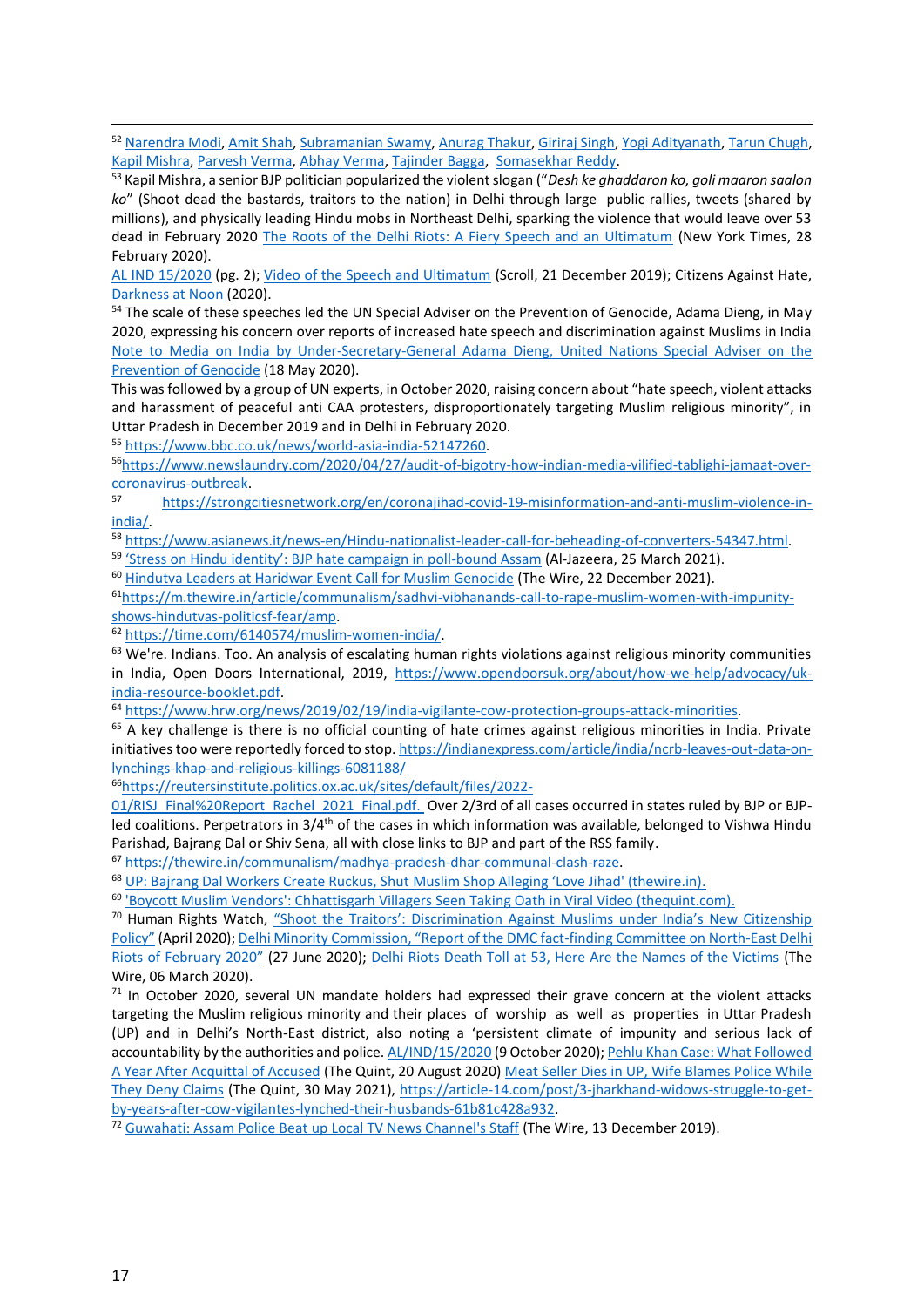[52] Narendra Modi, Amit Shah, Subramanian Swamy, Anurag Thakur, Giriraj Singh, Yogi Adityanath, Tarun Chugh, Kapil Mishra, Parvesh Verma, Abhay Verma, Tajinder Bagga, Somasekhar Reddy.

[53] Kapil Mishra, a senior BJP politician popularized the violent slogan ("*Desh ke ghaddaron ko, goli maaron saalon ko*" (Shoot dead the bastards, traitors to the nation) in Delhi through large public rallies, tweets (shared by millions), and physically leading Hindu mobs in Northeast Delhi, sparking the violence that would leave over 53 dead in February 2020 The Roots of the Delhi Riots: A Fiery Speech and an Ultimatum (New York Times, 28 February 2020).

AL IND 15/2020 (pg. 2); Video of the Speech and Ultimatum (Scroll, 21 December 2019); Citizens Against Hate, Darkness at Noon (2020).

[54] The scale of these speeches led the UN Special Adviser on the Prevention of Genocide, Adama Dieng, in May 2020, expressing his concern over reports of increased hate speech and discrimination against Muslims in India Note to Media on India by Under-Secretary-General Adama Dieng, United Nations Special Adviser on the Prevention of Genocide (18 May 2020).

This was followed by a group of UN experts, in October 2020, raising concern about "hate speech, violent attacks and harassment of peaceful anti CAA protesters, disproportionately targeting Muslim religious minority", in Uttar Pradesh in December 2019 and in Delhi in February 2020.

[55] https://www.bbc.co.uk/news/world-asia-india-52147260.

[56] https://www.newslaundry.com/2020/04/27/audit-of-bigotry-how-indian-media-vilified-tablighi-jamaat-over-coronavirus-outbreak.

[57] https://strongcitiesnetwork.org/en/coronajihad-covid-19-misinformation-and-anti-muslim-violence-in-india/.

[58] https://www.asianews.it/news-en/Hindu-nationalist-leader-call-for-beheading-of-converters-54347.html.

[59] 'Stress on Hindu identity': BJP hate campaign in poll-bound Assam (Al-Jazeera, 25 March 2021).

[60] Hindutva Leaders at Haridwar Event Call for Muslim Genocide (The Wire, 22 December 2021).

[61] https://m.thewire.in/article/communalism/sadhvi-vibhanands-call-to-rape-muslim-women-with-impunity-shows-hindutvas-politicsf-fear/amp.

[62] https://time.com/6140574/muslim-women-india/.

[63] We're. Indians. Too. An analysis of escalating human rights violations against religious minority communities in India, Open Doors International, 2019, https://www.opendoorsuk.org/about/how-we-help/advocacy/uk-india-resource-booklet.pdf.

[64] https://www.hrw.org/news/2019/02/19/india-vigilante-cow-protection-groups-attack-minorities.

[65] A key challenge is there is no official counting of hate crimes against religious minorities in India. Private initiatives too were reportedly forced to stop. https://indianexpress.com/article/india/ncrb-leaves-out-data-on-lynchings-khap-and-religious-killings-6081188/

[66] https://reutersinstitute.politics.ox.ac.uk/sites/default/files/2022-01/RISJ_Final%20Report_Rachel_2021_Final.pdf. Over 2/3rd of all cases occurred in states ruled by BJP or BJP-led coalitions. Perpetrators in 3/4th of the cases in which information was available, belonged to Vishwa Hindu Parishad, Bajrang Dal or Shiv Sena, all with close links to BJP and part of the RSS family.

[67] https://thewire.in/communalism/madhya-pradesh-dhar-communal-clash-raze.

[68] UP: Bajrang Dal Workers Create Ruckus, Shut Muslim Shop Alleging 'Love Jihad' (thewire.in).

[69] 'Boycott Muslim Vendors': Chhattisgarh Villagers Seen Taking Oath in Viral Video (thequint.com).

[70] Human Rights Watch, "Shoot the Traitors': Discrimination Against Muslims under India's New Citizenship Policy" (April 2020); Delhi Minority Commission, "Report of the DMC fact-finding Committee on North-East Delhi Riots of February 2020" (27 June 2020); Delhi Riots Death Toll at 53, Here Are the Names of the Victims (The Wire, 06 March 2020).

[71] In October 2020, several UN mandate holders had expressed their grave concern at the violent attacks targeting the Muslim religious minority and their places of worship as well as properties in Uttar Pradesh (UP) and in Delhi's North-East district, also noting a 'persistent climate of impunity and serious lack of accountability by the authorities and police. AL/IND/15/2020 (9 October 2020); Pehlu Khan Case: What Followed A Year After Acquittal of Accused (The Quint, 20 August 2020) Meat Seller Dies in UP, Wife Blames Police While They Deny Claims (The Quint, 30 May 2021), https://article-14.com/post/3-jharkhand-widows-struggle-to-get-by-years-after-cow-vigilantes-lynched-their-husbands-61b81c428a932.

[72] Guwahati: Assam Police Beat up Local TV News Channel's Staff (The Wire, 13 December 2019).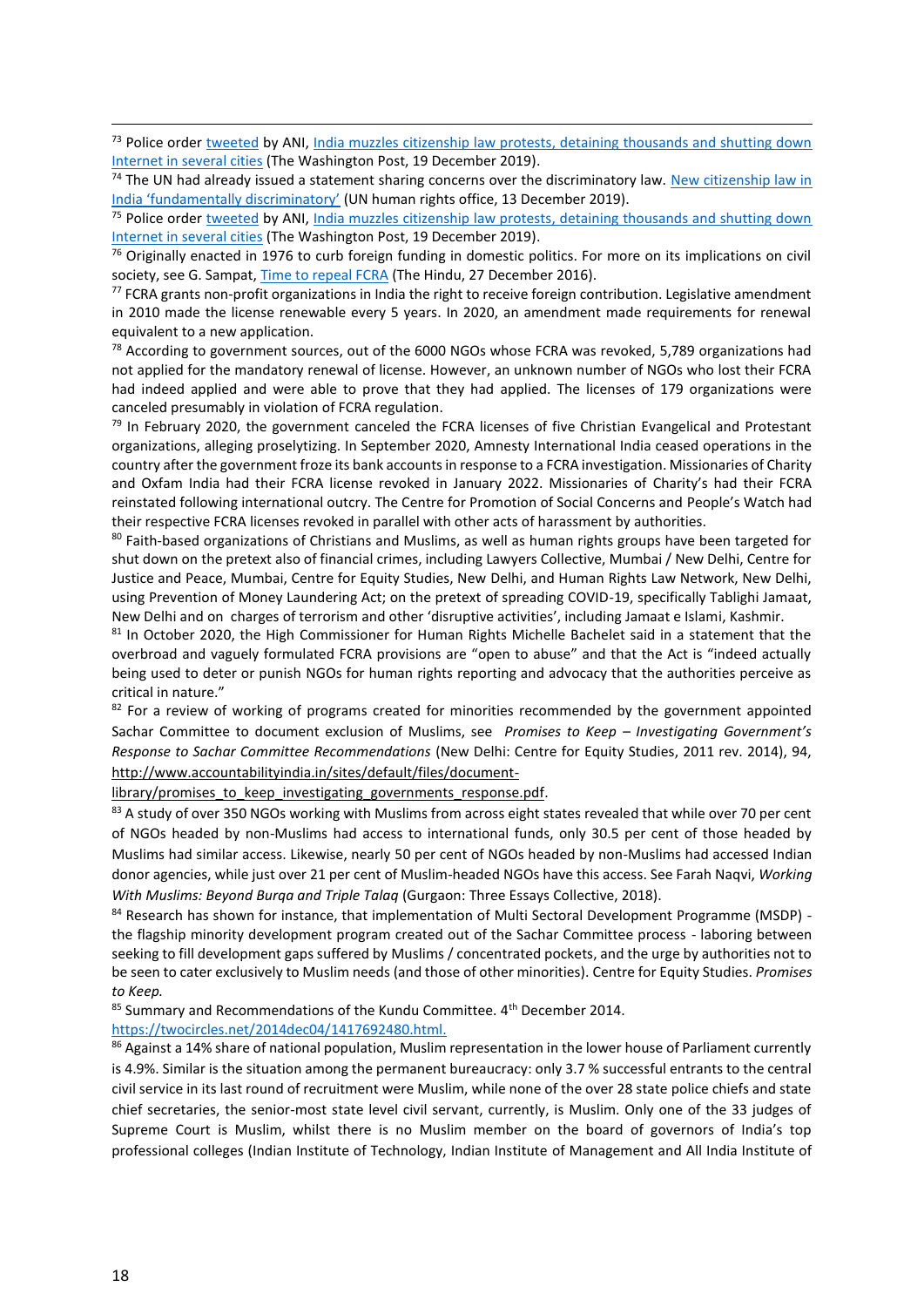[73] Police order tweeted by ANI, India muzzles citizenship law protests, detaining thousands and shutting down Internet in several cities (The Washington Post, 19 December 2019).

[74] The UN had already issued a statement sharing concerns over the discriminatory law. New citizenship law in India 'fundamentally discriminatory' (UN human rights office, 13 December 2019).

[75] Police order tweeted by ANI, India muzzles citizenship law protests, detaining thousands and shutting down Internet in several cities (The Washington Post, 19 December 2019).

[76] Originally enacted in 1976 to curb foreign funding in domestic politics. For more on its implications on civil society, see G. Sampat, Time to repeal FCRA (The Hindu, 27 December 2016).

[77] FCRA grants non-profit organizations in India the right to receive foreign contribution. Legislative amendment in 2010 made the license renewable every 5 years. In 2020, an amendment made requirements for renewal equivalent to a new application.

[78] According to government sources, out of the 6000 NGOs whose FCRA was revoked, 5,789 organizations had not applied for the mandatory renewal of license. However, an unknown number of NGOs who lost their FCRA had indeed applied and were able to prove that they had applied. The licenses of 179 organizations were canceled presumably in violation of FCRA regulation.

[79] In February 2020, the government canceled the FCRA licenses of five Christian Evangelical and Protestant organizations, alleging proselytizing. In September 2020, Amnesty International India ceased operations in the country after the government froze its bank accounts in response to a FCRA investigation. Missionaries of Charity and Oxfam India had their FCRA license revoked in January 2022. Missionaries of Charity's had their FCRA reinstated following international outcry. The Centre for Promotion of Social Concerns and People's Watch had their respective FCRA licenses revoked in parallel with other acts of harassment by authorities.

[80] Faith-based organizations of Christians and Muslims, as well as human rights groups have been targeted for shut down on the pretext also of financial crimes, including Lawyers Collective, Mumbai / New Delhi, Centre for Justice and Peace, Mumbai, Centre for Equity Studies, New Delhi, and Human Rights Law Network, New Delhi, using Prevention of Money Laundering Act; on the pretext of spreading COVID-19, specifically Tablighi Jamaat, New Delhi and on charges of terrorism and other 'disruptive activities', including Jamaat e Islami, Kashmir.

[81] In October 2020, the High Commissioner for Human Rights Michelle Bachelet said in a statement that the overbroad and vaguely formulated FCRA provisions are "open to abuse" and that the Act is "indeed actually being used to deter or punish NGOs for human rights reporting and advocacy that the authorities perceive as critical in nature."

[82] For a review of working of programs created for minorities recommended by the government appointed Sachar Committee to document exclusion of Muslims, see *Promises to Keep – Investigating Government's Response to Sachar Committee Recommendations* (New Delhi: Centre for Equity Studies, 2011 rev. 2014), 94, http://www.accountabilityindia.in/sites/default/files/document-library/promises_to_keep_investigating_governments_response.pdf.

[83] A study of over 350 NGOs working with Muslims from across eight states revealed that while over 70 per cent of NGOs headed by non-Muslims had access to international funds, only 30.5 per cent of those headed by Muslims had similar access. Likewise, nearly 50 per cent of NGOs headed by non-Muslims had accessed Indian donor agencies, while just over 21 per cent of Muslim-headed NGOs have this access. See Farah Naqvi, *Working With Muslims: Beyond Burqa and Triple Talaq* (Gurgaon: Three Essays Collective, 2018).

[84] Research has shown for instance, that implementation of Multi Sectoral Development Programme (MSDP) - the flagship minority development program created out of the Sachar Committee process - laboring between seeking to fill development gaps suffered by Muslims / concentrated pockets, and the urge by authorities not to be seen to cater exclusively to Muslim needs (and those of other minorities). Centre for Equity Studies. *Promises to Keep.*

[85] Summary and Recommendations of the Kundu Committee. 4th December 2014. https://twocircles.net/2014dec04/1417692480.html.

[86] Against a 14% share of national population, Muslim representation in the lower house of Parliament currently is 4.9%. Similar is the situation among the permanent bureaucracy: only 3.7 % successful entrants to the central civil service in its last round of recruitment were Muslim, while none of the over 28 state police chiefs and state chief secretaries, the senior-most state level civil servant, currently, is Muslim. Only one of the 33 judges of Supreme Court is Muslim, whilst there is no Muslim member on the board of governors of India's top professional colleges (Indian Institute of Technology, Indian Institute of Management and All India Institute of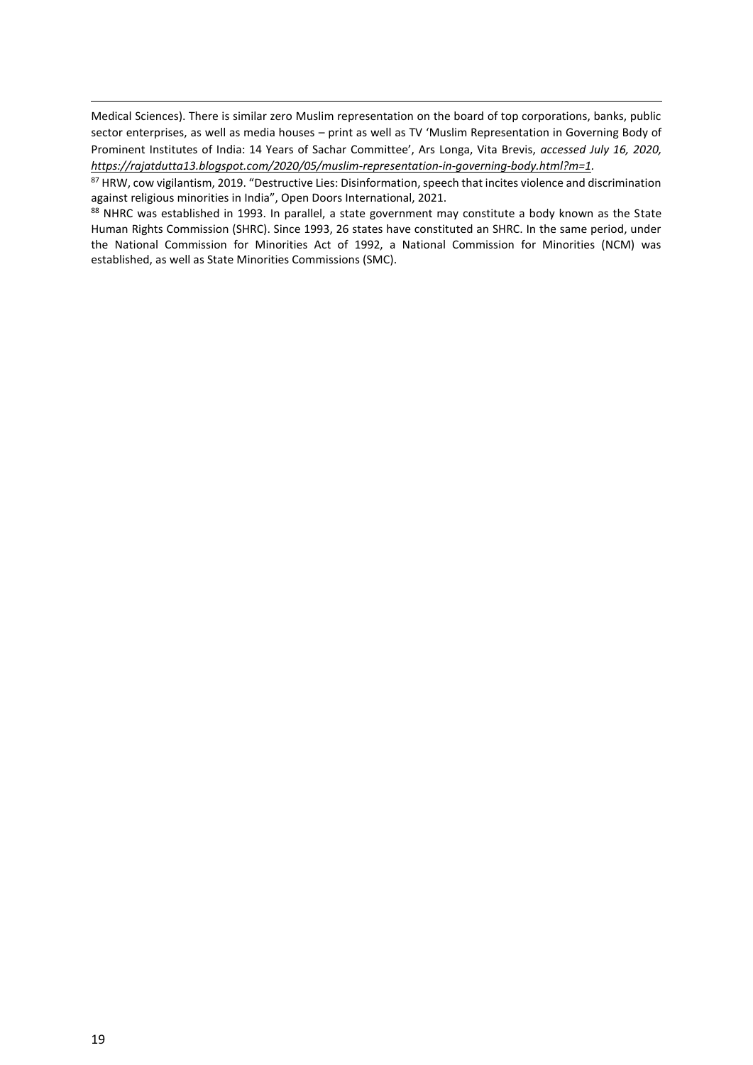Medical Sciences). There is similar zero Muslim representation on the board of top corporations, banks, public sector enterprises, as well as media houses – print as well as TV 'Muslim Representation in Governing Body of Prominent Institutes of India: 14 Years of Sachar Committee', Ars Longa, Vita Brevis, *accessed July 16, 2020, https://rajatdutta13.blogspot.com/2020/05/muslim-representation-in-governing-body.html?m=1*.

[87] HRW, cow vigilantism, 2019. "Destructive Lies: Disinformation, speech that incites violence and discrimination against religious minorities in India", Open Doors International, 2021.

[88] NHRC was established in 1993. In parallel, a state government may constitute a body known as the State Human Rights Commission (SHRC). Since 1993, 26 states have constituted an SHRC. In the same period, under the National Commission for Minorities Act of 1992, a National Commission for Minorities (NCM) was established, as well as State Minorities Commissions (SMC).